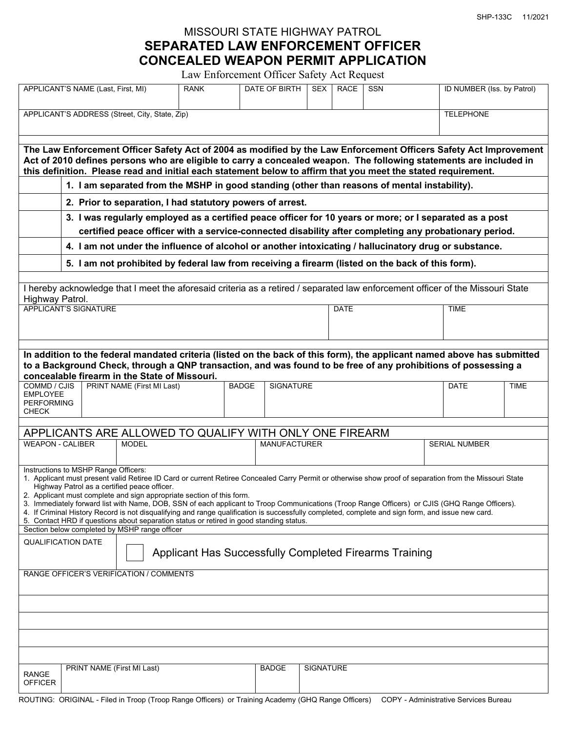SHP-133C 11/2021

# MISSOURI STATE HIGHWAY PATROL

## SEPARATED LAW ENFORCEMENT OFFICER CONCEALED WEAPON PERMIT APPLICATION

Law Enforcement Officer Safety Act Request

| APPLICANT'S NAME (Last, First, MI) | RANK | DATE OF BIRTH | SEX | RACE | SSN | ID NUMBER (Iss. by Patrol) |
|---|---|---|---|---|---|---|
| | | | | | | |

| APPLICANT'S ADDRESS (Street, City, State, Zip) | TELEPHONE |
|---|---|
| | |

**The Law Enforcement Officer Safety Act of 2004 as modified by the Law Enforcement Officers Safety Act Improvement Act of 2010 defines persons who are eligible to carry a concealed weapon. The following statements are included in this definition. Please read and initial each statement below to affirm that you meet the stated requirement.**

| Initials | Statement |
|---|---|
| | **1. I am separated from the MSHP in good standing (other than reasons of mental instability).** |
| | **2. Prior to separation, I had statutory powers of arrest.** |
| | **3. I was regularly employed as a certified peace officer for 10 years or more; or I separated as a post certified peace officer with a service-connected disability after completing any probationary period.** |
| | **4. I am not under the influence of alcohol or another intoxicating / hallucinatory drug or substance.** |
| | **5. I am not prohibited by federal law from receiving a firearm (listed on the back of this form).** |

I hereby acknowledge that I meet the aforesaid criteria as a retired / separated law enforcement officer of the Missouri State Highway Patrol.

| APPLICANT'S SIGNATURE | DATE | TIME |
|---|---|---|
| | | |

**In addition to the federal mandated criteria (listed on the back of this form), the applicant named above has submitted to a Background Check, through a QNP transaction, and was found to be free of any prohibitions of possessing a concealable firearm in the State of Missouri.**

| COMMD / CJIS EMPLOYEE PERFORMING CHECK | PRINT NAME (First MI Last) | BADGE | SIGNATURE | DATE | TIME |
|---|---|---|---|---|---|
| | | | | | |

## APPLICANTS ARE ALLOWED TO QUALIFY WITH ONLY ONE FIREARM

| WEAPON - CALIBER | MODEL | MANUFACTURER | SERIAL NUMBER |
|---|---|---|---|
| | | | |

Instructions to MSHP Range Officers:

1. Applicant must present valid Retiree ID Card or current Retiree Concealed Carry Permit or otherwise show proof of separation from the Missouri State Highway Patrol as a certified peace officer.
2. Applicant must complete and sign appropriate section of this form.
3. Immediately forward list with Name, DOB, SSN of each applicant to Troop Communications (Troop Range Officers) or CJIS (GHQ Range Officers).
4. If Criminal History Record is not disqualifying and range qualification is successfully completed, complete and sign form, and issue new card.
5. Contact HRD if questions about separation status or retired in good standing status.

Section below completed by MSHP range officer

| QUALIFICATION DATE | ☐ Applicant Has Successfully Completed Firearms Training |
|---|---|
| | |

RANGE OFFICER'S VERIFICATION / COMMENTS

| RANGE OFFICER | PRINT NAME (First MI Last) | BADGE | SIGNATURE |
|---|---|---|---|
| | | | |

ROUTING: ORIGINAL - Filed in Troop (Troop Range Officers) or Training Academy (GHQ Range Officers) COPY - Administrative Services Bureau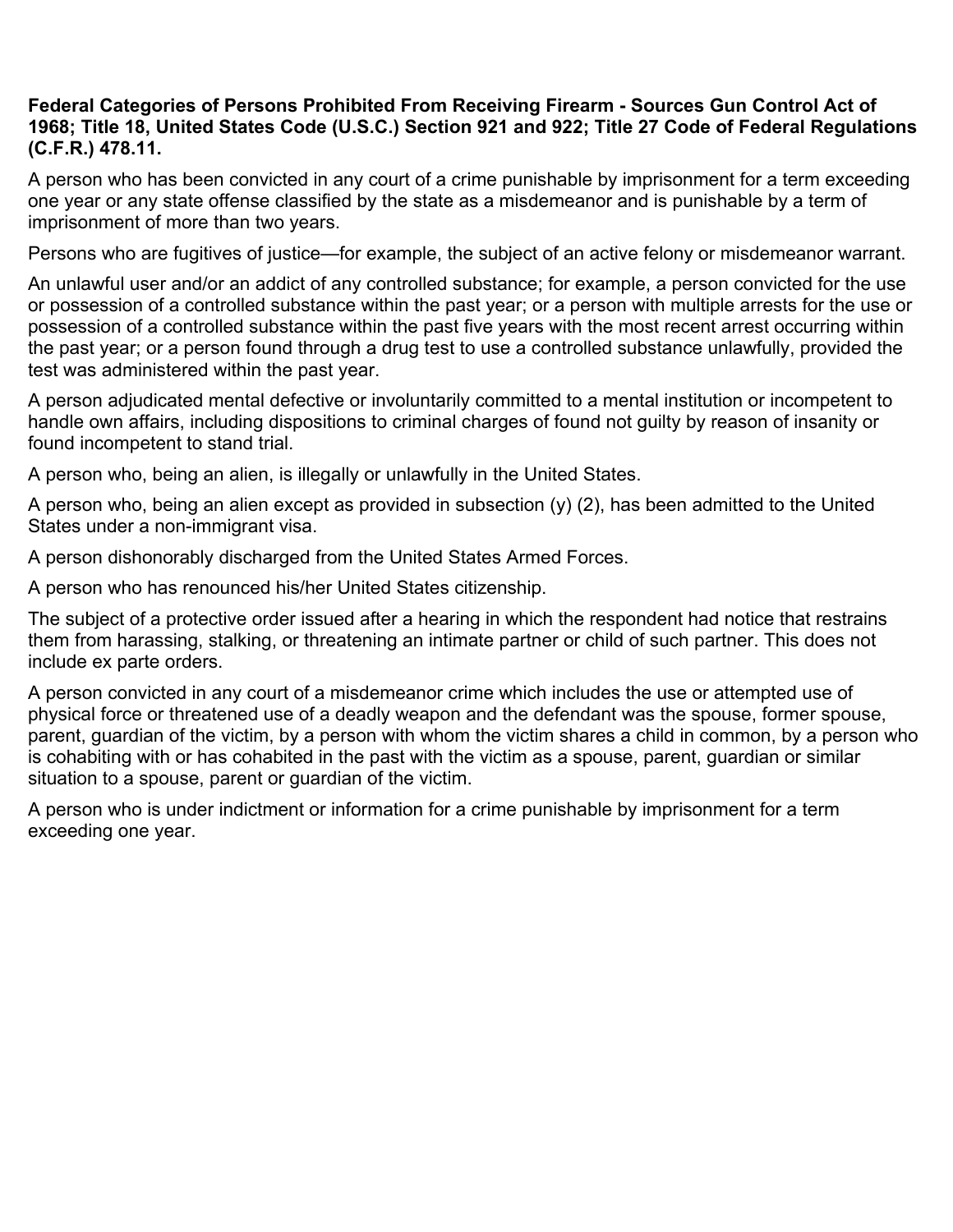**Federal Categories of Persons Prohibited From Receiving Firearm - Sources Gun Control Act of 1968; Title 18, United States Code (U.S.C.) Section 921 and 922; Title 27 Code of Federal Regulations (C.F.R.) 478.11.**

A person who has been convicted in any court of a crime punishable by imprisonment for a term exceeding one year or any state offense classified by the state as a misdemeanor and is punishable by a term of imprisonment of more than two years.

Persons who are fugitives of justice—for example, the subject of an active felony or misdemeanor warrant.

An unlawful user and/or an addict of any controlled substance; for example, a person convicted for the use or possession of a controlled substance within the past year; or a person with multiple arrests for the use or possession of a controlled substance within the past five years with the most recent arrest occurring within the past year; or a person found through a drug test to use a controlled substance unlawfully, provided the test was administered within the past year.

A person adjudicated mental defective or involuntarily committed to a mental institution or incompetent to handle own affairs, including dispositions to criminal charges of found not guilty by reason of insanity or found incompetent to stand trial.

A person who, being an alien, is illegally or unlawfully in the United States.

A person who, being an alien except as provided in subsection (y) (2), has been admitted to the United States under a non-immigrant visa.

A person dishonorably discharged from the United States Armed Forces.

A person who has renounced his/her United States citizenship.

The subject of a protective order issued after a hearing in which the respondent had notice that restrains them from harassing, stalking, or threatening an intimate partner or child of such partner. This does not include ex parte orders.

A person convicted in any court of a misdemeanor crime which includes the use or attempted use of physical force or threatened use of a deadly weapon and the defendant was the spouse, former spouse, parent, guardian of the victim, by a person with whom the victim shares a child in common, by a person who is cohabiting with or has cohabited in the past with the victim as a spouse, parent, guardian or similar situation to a spouse, parent or guardian of the victim.

A person who is under indictment or information for a crime punishable by imprisonment for a term exceeding one year.